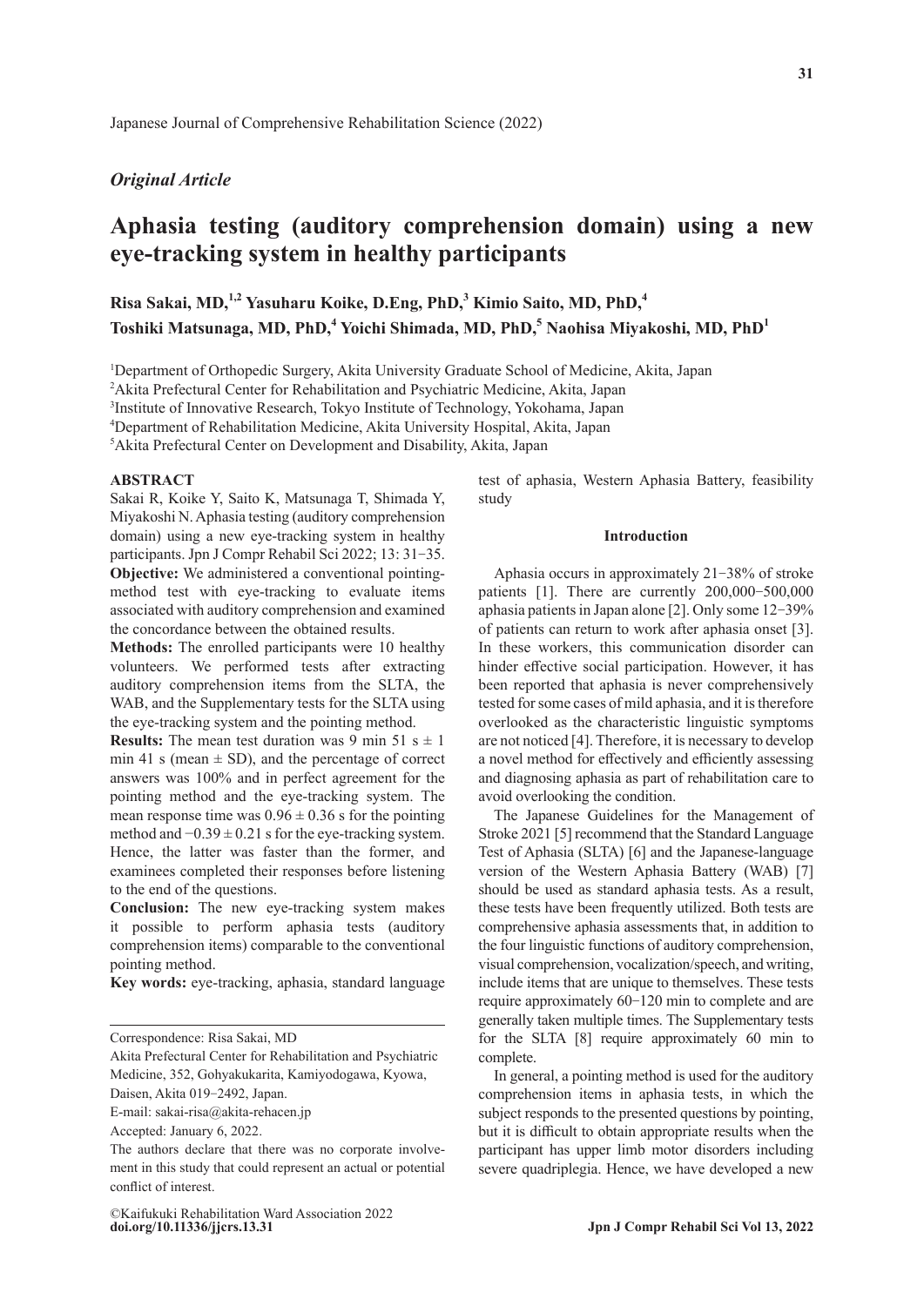Japanese Journal of Comprehensive Rehabilitation Science (2022)

*Original Article*

# Aphasia testing (auditory comprehension domain) using a new eye-tracking system in healthy participants

**Risa Sakai, MD,[1,2] Yasuharu Koike, D.Eng, PhD,[3] Kimio Saito, MD, PhD,[4] Toshiki Matsunaga, MD, PhD,[4] Yoichi Shimada, MD, PhD,[5] Naohisa Miyakoshi, MD, PhD[1]**

[1]Department of Orthopedic Surgery, Akita University Graduate School of Medicine, Akita, Japan
[2]Akita Prefectural Center for Rehabilitation and Psychiatric Medicine, Akita, Japan
[3]Institute of Innovative Research, Tokyo Institute of Technology, Yokohama, Japan
[4]Department of Rehabilitation Medicine, Akita University Hospital, Akita, Japan
[5]Akita Prefectural Center on Development and Disability, Akita, Japan

## ABSTRACT

Sakai R, Koike Y, Saito K, Matsunaga T, Shimada Y, Miyakoshi N. Aphasia testing (auditory comprehension domain) using a new eye-tracking system in healthy participants. Jpn J Compr Rehabil Sci 2022; 13: 31−35.

**Objective:** We administered a conventional pointing-method test with eye-tracking to evaluate items associated with auditory comprehension and examined the concordance between the obtained results.

**Methods:** The enrolled participants were 10 healthy volunteers. We performed tests after extracting auditory comprehension items from the SLTA, the WAB, and the Supplementary tests for the SLTA using the eye-tracking system and the pointing method.

**Results:** The mean test duration was 9 min 51 s ± 1 min 41 s (mean ± SD), and the percentage of correct answers was 100% and in perfect agreement for the pointing method and the eye-tracking system. The mean response time was 0.96 ± 0.36 s for the pointing method and −0.39 ± 0.21 s for the eye-tracking system. Hence, the latter was faster than the former, and examinees completed their responses before listening to the end of the questions.

**Conclusion:** The new eye-tracking system makes it possible to perform aphasia tests (auditory comprehension items) comparable to the conventional pointing method.

**Key words:** eye-tracking, aphasia, standard language test of aphasia, Western Aphasia Battery, feasibility study

Correspondence: Risa Sakai, MD
Akita Prefectural Center for Rehabilitation and Psychiatric Medicine, 352, Gohyakukarita, Kamiyodogawa, Kyowa, Daisen, Akita 019−2492, Japan.
E-mail: sakai-risa@akita-rehacen.jp
Accepted: January 6, 2022.
The authors declare that there was no corporate involvement in this study that could represent an actual or potential conflict of interest.

©Kaifukuki Rehabilitation Ward Association 2022
**doi.org/10.11336/jjcrs.13.31**

## Introduction

Aphasia occurs in approximately 21−38% of stroke patients [1]. There are currently 200,000−500,000 aphasia patients in Japan alone [2]. Only some 12−39% of patients can return to work after aphasia onset [3]. In these workers, this communication disorder can hinder effective social participation. However, it has been reported that aphasia is never comprehensively tested for some cases of mild aphasia, and it is therefore overlooked as the characteristic linguistic symptoms are not noticed [4]. Therefore, it is necessary to develop a novel method for effectively and efficiently assessing and diagnosing aphasia as part of rehabilitation care to avoid overlooking the condition.

The Japanese Guidelines for the Management of Stroke 2021 [5] recommend that the Standard Language Test of Aphasia (SLTA) [6] and the Japanese-language version of the Western Aphasia Battery (WAB) [7] should be used as standard aphasia tests. As a result, these tests have been frequently utilized. Both tests are comprehensive aphasia assessments that, in addition to the four linguistic functions of auditory comprehension, visual comprehension, vocalization/speech, and writing, include items that are unique to themselves. These tests require approximately 60−120 min to complete and are generally taken multiple times. The Supplementary tests for the SLTA [8] require approximately 60 min to complete.

In general, a pointing method is used for the auditory comprehension items in aphasia tests, in which the subject responds to the presented questions by pointing, but it is difficult to obtain appropriate results when the participant has upper limb motor disorders including severe quadriplegia. Hence, we have developed a new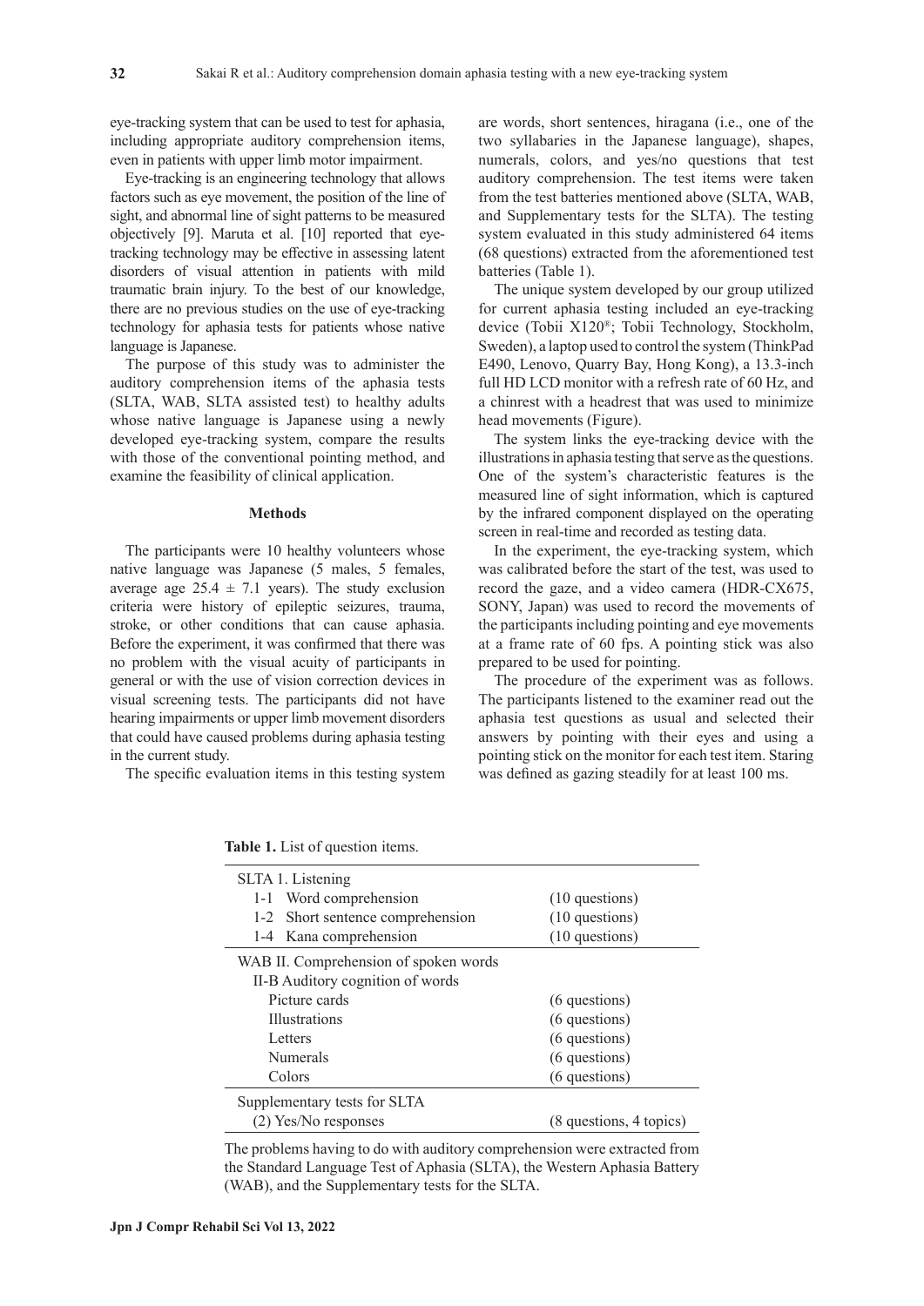eye-tracking system that can be used to test for aphasia, including appropriate auditory comprehension items, even in patients with upper limb motor impairment.

Eye-tracking is an engineering technology that allows factors such as eye movement, the position of the line of sight, and abnormal line of sight patterns to be measured objectively [9]. Maruta et al. [10] reported that eye-tracking technology may be effective in assessing latent disorders of visual attention in patients with mild traumatic brain injury. To the best of our knowledge, there are no previous studies on the use of eye-tracking technology for aphasia tests for patients whose native language is Japanese.

The purpose of this study was to administer the auditory comprehension items of the aphasia tests (SLTA, WAB, SLTA assisted test) to healthy adults whose native language is Japanese using a newly developed eye-tracking system, compare the results with those of the conventional pointing method, and examine the feasibility of clinical application.

## Methods

The participants were 10 healthy volunteers whose native language was Japanese (5 males, 5 females, average age $25.4 \pm 7.1$ years). The study exclusion criteria were history of epileptic seizures, trauma, stroke, or other conditions that can cause aphasia. Before the experiment, it was confirmed that there was no problem with the visual acuity of participants in general or with the use of vision correction devices in visual screening tests. The participants did not have hearing impairments or upper limb movement disorders that could have caused problems during aphasia testing in the current study.

The specific evaluation items in this testing system are words, short sentences, hiragana (i.e., one of the two syllabaries in the Japanese language), shapes, numerals, colors, and yes/no questions that test auditory comprehension. The test items were taken from the test batteries mentioned above (SLTA, WAB, and Supplementary tests for the SLTA). The testing system evaluated in this study administered 64 items (68 questions) extracted from the aforementioned test batteries (Table 1).

The unique system developed by our group utilized for current aphasia testing included an eye-tracking device (Tobii X120®; Tobii Technology, Stockholm, Sweden), a laptop used to control the system (ThinkPad E490, Lenovo, Quarry Bay, Hong Kong), a 13.3-inch full HD LCD monitor with a refresh rate of 60 Hz, and a chinrest with a headrest that was used to minimize head movements (Figure).

The system links the eye-tracking device with the illustrations in aphasia testing that serve as the questions. One of the system's characteristic features is the measured line of sight information, which is captured by the infrared component displayed on the operating screen in real-time and recorded as testing data.

In the experiment, the eye-tracking system, which was calibrated before the start of the test, was used to record the gaze, and a video camera (HDR-CX675, SONY, Japan) was used to record the movements of the participants including pointing and eye movements at a frame rate of 60 fps. A pointing stick was also prepared to be used for pointing.

The procedure of the experiment was as follows. The participants listened to the examiner read out the aphasia test questions as usual and selected their answers by pointing with their eyes and using a pointing stick on the monitor for each test item. Staring was defined as gazing steadily for at least 100 ms.

**Table 1.** List of question items.

| | |
|---|---|
| SLTA 1. Listening | |
| 1-1 Word comprehension | (10 questions) |
| 1-2 Short sentence comprehension | (10 questions) |
| 1-4 Kana comprehension | (10 questions) |
| WAB II. Comprehension of spoken words | |
| II-B Auditory cognition of words | |
| Picture cards | (6 questions) |
| Illustrations | (6 questions) |
| Letters | (6 questions) |
| Numerals | (6 questions) |
| Colors | (6 questions) |
| Supplementary tests for SLTA | |
| (2) Yes/No responses | (8 questions, 4 topics) |

The problems having to do with auditory comprehension were extracted from the Standard Language Test of Aphasia (SLTA), the Western Aphasia Battery (WAB), and the Supplementary tests for the SLTA.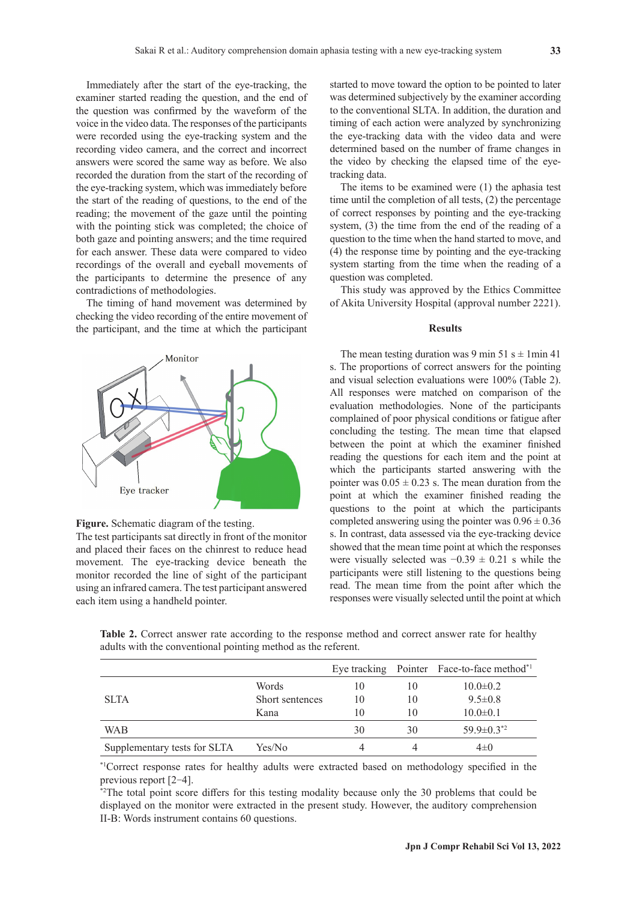Immediately after the start of the eye-tracking, the examiner started reading the question, and the end of the question was confirmed by the waveform of the voice in the video data. The responses of the participants were recorded using the eye-tracking system and the recording video camera, and the correct and incorrect answers were scored the same way as before. We also recorded the duration from the start of the recording of the eye-tracking system, which was immediately before the start of the reading of questions, to the end of the reading; the movement of the gaze until the pointing with the pointing stick was completed; the choice of both gaze and pointing answers; and the time required for each answer. These data were compared to video recordings of the overall and eyeball movements of the participants to determine the presence of any contradictions of methodologies.

The timing of hand movement was determined by checking the video recording of the entire movement of the participant, and the time at which the participant started to move toward the option to be pointed to later was determined subjectively by the examiner according to the conventional SLTA. In addition, the duration and timing of each action were analyzed by synchronizing the eye-tracking data with the video data and were determined based on the number of frame changes in the video by checking the elapsed time of the eye-tracking data.

**Figure.** Schematic diagram of the testing.
The test participants sat directly in front of the monitor and placed their faces on the chinrest to reduce head movement. The eye-tracking device beneath the monitor recorded the line of sight of the participant using an infrared camera. The test participant answered each item using a handheld pointer.

The items to be examined were (1) the aphasia test time until the completion of all tests, (2) the percentage of correct responses by pointing and the eye-tracking system, (3) the time from the end of the reading of a question to the time when the hand started to move, and (4) the response time by pointing and the eye-tracking system starting from the time when the reading of a question was completed.

This study was approved by the Ethics Committee of Akita University Hospital (approval number 2221).

## Results

The mean testing duration was 9 min 51 s ± 1min 41 s. The proportions of correct answers for the pointing and visual selection evaluations were 100% (Table 2). All responses were matched on comparison of the evaluation methodologies. None of the participants complained of poor physical conditions or fatigue after concluding the testing. The mean time that elapsed between the point at which the examiner finished reading the questions for each item and the point at which the participants started answering with the pointer was $0.05 \pm 0.23$ s. The mean duration from the point at which the examiner finished reading the questions to the point at which the participants completed answering using the pointer was $0.96 \pm 0.36$ s. In contrast, data assessed via the eye-tracking device showed that the mean time point at which the responses were visually selected was $-0.39 \pm 0.21$ s while the participants were still listening to the questions being read. The mean time from the point after which the responses were visually selected until the point at which

**Table 2.** Correct answer rate according to the response method and correct answer rate for healthy adults with the conventional pointing method as the referent.

| | | Eye tracking | Pointer | Face-to-face method[*1] |
|---|---|---|---|---|
| SLTA | Words | 10 | 10 | 10.0±0.2 |
| | Short sentences | 10 | 10 | 9.5±0.8 |
| | Kana | 10 | 10 | 10.0±0.1 |
| WAB | | 30 | 30 | 59.9±0.3[*2] |
| Supplementary tests for SLTA | Yes/No | 4 | 4 | 4±0 |

[*1]Correct response rates for healthy adults were extracted based on methodology specified in the previous report [2−4].
[*2]The total point score differs for this testing modality because only the 30 problems that could be displayed on the monitor were extracted in the present study. However, the auditory comprehension II-B: Words instrument contains 60 questions.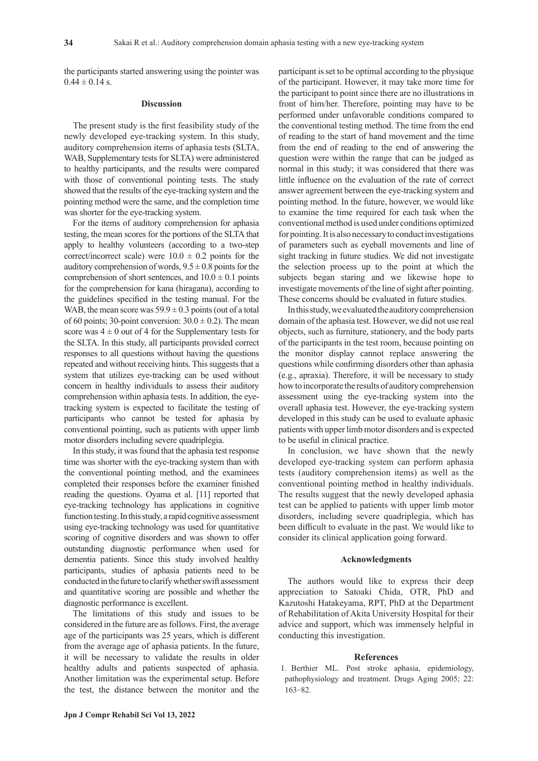the participants started answering using the pointer was $0.44 \pm 0.14$ s.

## Discussion

The present study is the first feasibility study of the newly developed eye-tracking system. In this study, auditory comprehension items of aphasia tests (SLTA, WAB, Supplementary tests for SLTA) were administered to healthy participants, and the results were compared with those of conventional pointing tests. The study showed that the results of the eye-tracking system and the pointing method were the same, and the completion time was shorter for the eye-tracking system.

For the items of auditory comprehension for aphasia testing, the mean scores for the portions of the SLTA that apply to healthy volunteers (according to a two-step correct/incorrect scale) were $10.0 \pm 0.2$ points for the auditory comprehension of words, $9.5 \pm 0.8$ points for the comprehension of short sentences, and $10.0 \pm 0.1$ points for the comprehension for kana (hiragana), according to the guidelines specified in the testing manual. For the WAB, the mean score was $59.9 \pm 0.3$ points (out of a total of 60 points; 30-point conversion: $30.0 \pm 0.2$). The mean score was $4 \pm 0$ out of 4 for the Supplementary tests for the SLTA. In this study, all participants provided correct responses to all questions without having the questions repeated and without receiving hints. This suggests that a system that utilizes eye-tracking can be used without concern in healthy individuals to assess their auditory comprehension within aphasia tests. In addition, the eye-tracking system is expected to facilitate the testing of participants who cannot be tested for aphasia by conventional pointing, such as patients with upper limb motor disorders including severe quadriplegia.

In this study, it was found that the aphasia test response time was shorter with the eye-tracking system than with the conventional pointing method, and the examinees completed their responses before the examiner finished reading the questions. Oyama et al. [11] reported that eye-tracking technology has applications in cognitive function testing. In this study, a rapid cognitive assessment using eye-tracking technology was used for quantitative scoring of cognitive disorders and was shown to offer outstanding diagnostic performance when used for dementia patients. Since this study involved healthy participants, studies of aphasia patients need to be conducted in the future to clarify whether swift assessment and quantitative scoring are possible and whether the diagnostic performance is excellent.

The limitations of this study and issues to be considered in the future are as follows. First, the average age of the participants was 25 years, which is different from the average age of aphasia patients. In the future, it will be necessary to validate the results in older healthy adults and patients suspected of aphasia. Another limitation was the experimental setup. Before the test, the distance between the monitor and the participant is set to be optimal according to the physique of the participant. However, it may take more time for the participant to point since there are no illustrations in front of him/her. Therefore, pointing may have to be performed under unfavorable conditions compared to the conventional testing method. The time from the end of reading to the start of hand movement and the time from the end of reading to the end of answering the question were within the range that can be judged as normal in this study; it was considered that there was little influence on the evaluation of the rate of correct answer agreement between the eye-tracking system and pointing method. In the future, however, we would like to examine the time required for each task when the conventional method is used under conditions optimized for pointing. It is also necessary to conduct investigations of parameters such as eyeball movements and line of sight tracking in future studies. We did not investigate the selection process up to the point at which the subjects began staring and we likewise hope to investigate movements of the line of sight after pointing. These concerns should be evaluated in future studies.

In this study, we evaluated the auditory comprehension domain of the aphasia test. However, we did not use real objects, such as furniture, stationery, and the body parts of the participants in the test room, because pointing on the monitor display cannot replace answering the questions while confirming disorders other than aphasia (e.g., apraxia). Therefore, it will be necessary to study how to incorporate the results of auditory comprehension assessment using the eye-tracking system into the overall aphasia test. However, the eye-tracking system developed in this study can be used to evaluate aphasic patients with upper limb motor disorders and is expected to be useful in clinical practice.

In conclusion, we have shown that the newly developed eye-tracking system can perform aphasia tests (auditory comprehension items) as well as the conventional pointing method in healthy individuals. The results suggest that the newly developed aphasia test can be applied to patients with upper limb motor disorders, including severe quadriplegia, which has been difficult to evaluate in the past. We would like to consider its clinical application going forward.

## Acknowledgments

The authors would like to express their deep appreciation to Satoaki Chida, OTR, PhD and Kazutoshi Hatakeyama, RPT, PhD at the Department of Rehabilitation of Akita University Hospital for their advice and support, which was immensely helpful in conducting this investigation.

## References

1. Berthier ML. Post stroke aphasia, epidemiology, pathophysiology and treatment. Drugs Aging 2005; 22: 163–82.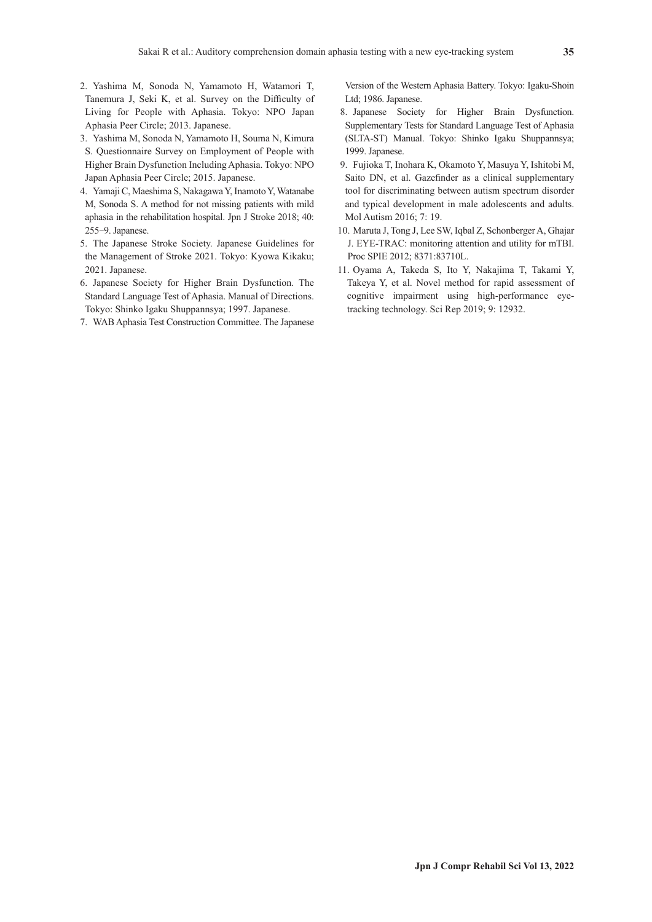2. Yashima M, Sonoda N, Yamamoto H, Watamori T, Tanemura J, Seki K, et al. Survey on the Difficulty of Living for People with Aphasia. Tokyo: NPO Japan Aphasia Peer Circle; 2013. Japanese.
3. Yashima M, Sonoda N, Yamamoto H, Souma N, Kimura S. Questionnaire Survey on Employment of People with Higher Brain Dysfunction Including Aphasia. Tokyo: NPO Japan Aphasia Peer Circle; 2015. Japanese.
4. Yamaji C, Maeshima S, Nakagawa Y, Inamoto Y, Watanabe M, Sonoda S. A method for not missing patients with mild aphasia in the rehabilitation hospital. Jpn J Stroke 2018; 40: 255–9. Japanese.
5. The Japanese Stroke Society. Japanese Guidelines for the Management of Stroke 2021. Tokyo: Kyowa Kikaku; 2021. Japanese.
6. Japanese Society for Higher Brain Dysfunction. The Standard Language Test of Aphasia. Manual of Directions. Tokyo: Shinko Igaku Shuppannsya; 1997. Japanese.
7. WAB Aphasia Test Construction Committee. The Japanese Version of the Western Aphasia Battery. Tokyo: Igaku-Shoin Ltd; 1986. Japanese.
8. Japanese Society for Higher Brain Dysfunction. Supplementary Tests for Standard Language Test of Aphasia (SLTA-ST) Manual. Tokyo: Shinko Igaku Shuppannsya; 1999. Japanese.
9. Fujioka T, Inohara K, Okamoto Y, Masuya Y, Ishitobi M, Saito DN, et al. Gazefinder as a clinical supplementary tool for discriminating between autism spectrum disorder and typical development in male adolescents and adults. Mol Autism 2016; 7: 19.
10. Maruta J, Tong J, Lee SW, Iqbal Z, Schonberger A, Ghajar J. EYE-TRAC: monitoring attention and utility for mTBI. Proc SPIE 2012; 8371:83710L.
11. Oyama A, Takeda S, Ito Y, Nakajima T, Takami Y, Takeya Y, et al. Novel method for rapid assessment of cognitive impairment using high-performance eye-tracking technology. Sci Rep 2019; 9: 12932.